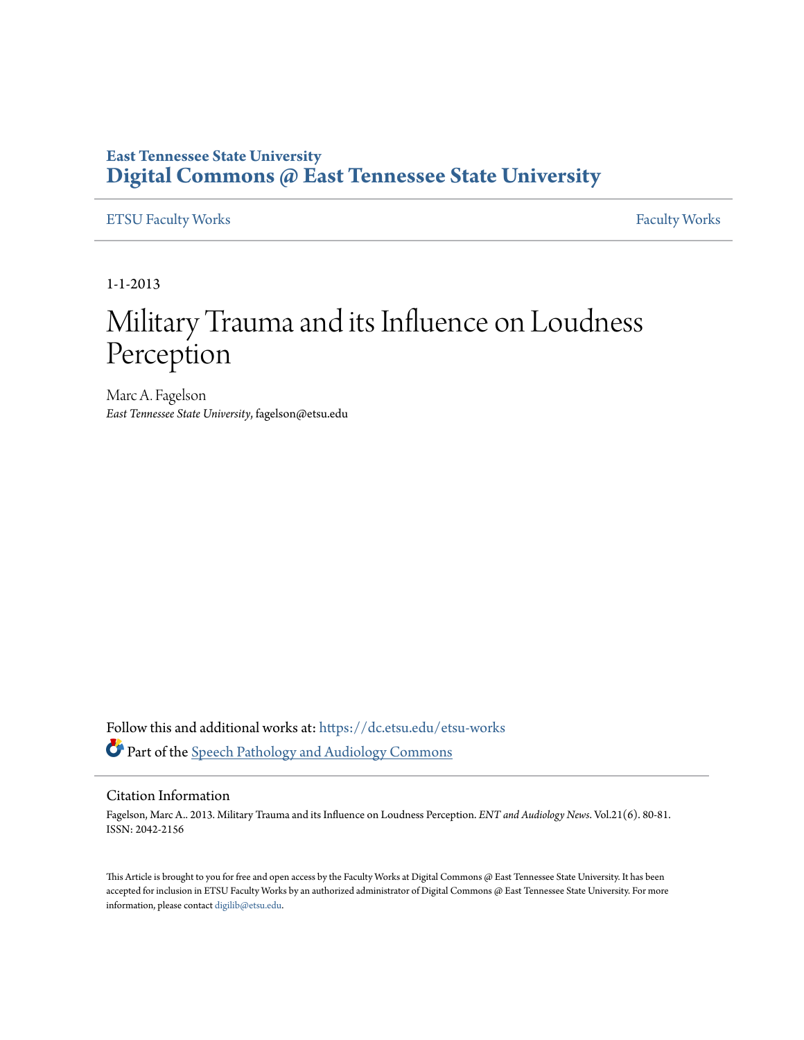East Tennessee State University

# Digital Commons @ East Tennessee State University

ETSU Faculty Works | Faculty Works

1-1-2013

# Military Trauma and its Influence on Loudness Perception

Marc A. Fagelson
*East Tennessee State University*, fagelson@etsu.edu

Follow this and additional works at: https://dc.etsu.edu/etsu-works

Part of the Speech Pathology and Audiology Commons

## Citation Information

Fagelson, Marc A.. 2013. Military Trauma and its Influence on Loudness Perception. *ENT and Audiology News*. Vol.21(6). 80-81. ISSN: 2042-2156

This Article is brought to you for free and open access by the Faculty Works at Digital Commons @ East Tennessee State University. It has been accepted for inclusion in ETSU Faculty Works by an authorized administrator of Digital Commons @ East Tennessee State University. For more information, please contact digilib@etsu.edu.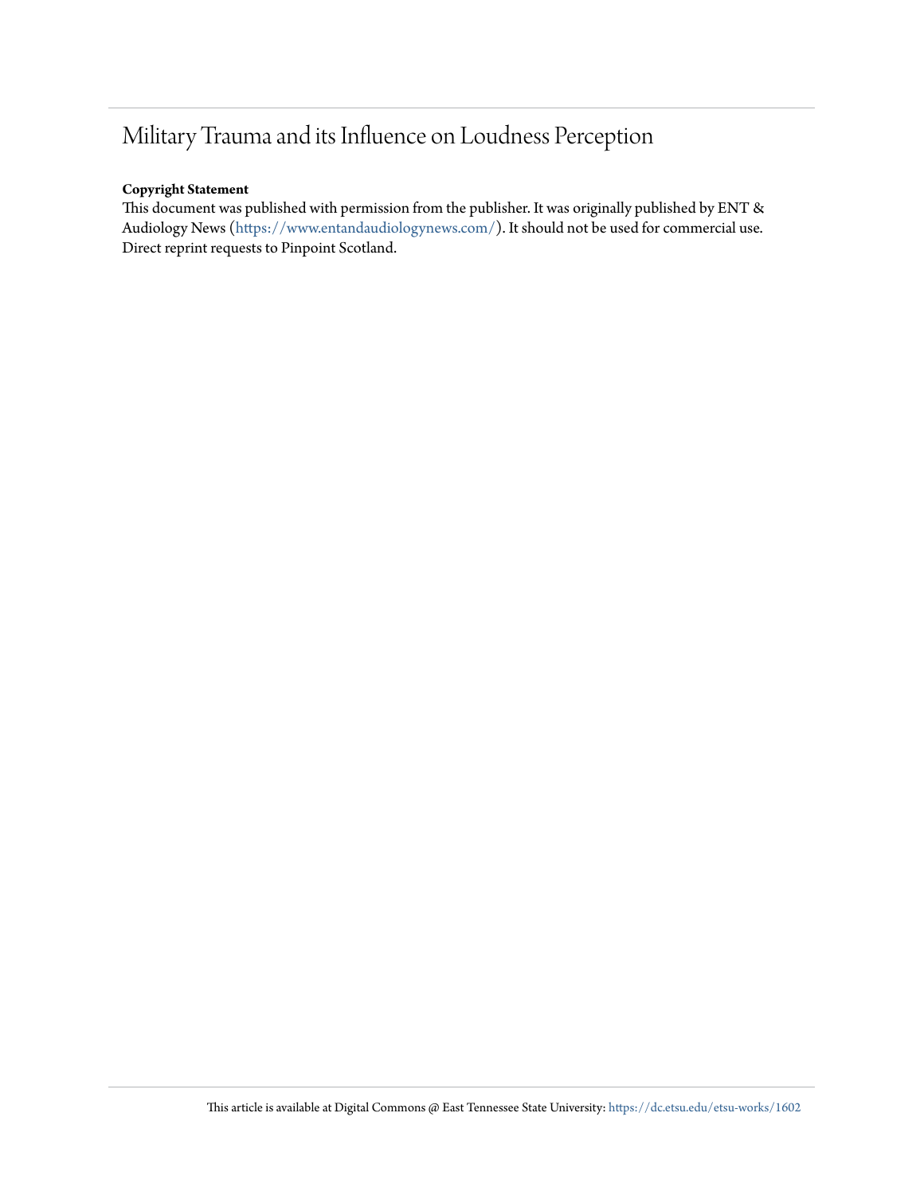# Military Trauma and its Influence on Loudness Perception

**Copyright Statement**

This document was published with permission from the publisher. It was originally published by ENT & Audiology News (https://www.entandaudiologynews.com/). It should not be used for commercial use. Direct reprint requests to Pinpoint Scotland.

This article is available at Digital Commons @ East Tennessee State University: https://dc.etsu.edu/etsu-works/1602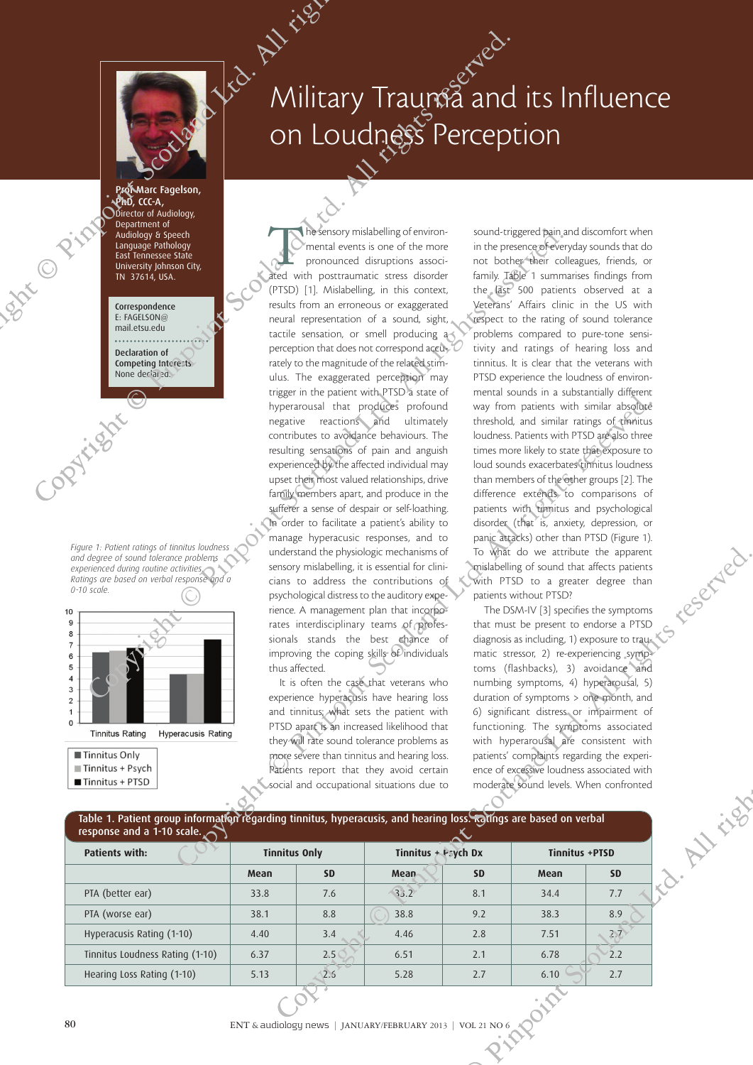# Military Trauma and its Influence on Loudness Perception

**Prof Marc Fagelson, PhD, CCC-A,**
Director of Audiology, Department of Audiology & Speech Language Pathology East Tennessee State University Johnson City, TN 37614, USA.

**Correspondence**
E: FAGELSON@mail.etsu.edu

**Declaration of Competing Interests**
None declared.

The sensory mislabelling of environmental events is one of the more pronounced disruptions associated with posttraumatic stress disorder (PTSD) [1]. Mislabelling, in this context, results from an erroneous or exaggerated neural representation of a sound, sight, tactile sensation, or smell producing a perception that does not correspond accurately to the magnitude of the related stimulus. The exaggerated perception may trigger in the patient with PTSD a state of hyperarousal that produces profound negative reactions and ultimately contributes to avoidance behaviours. The resulting sensations of pain and anguish experienced by the affected individual may upset their most valued relationships, drive family members apart, and produce in the sufferer a sense of despair or self-loathing. In order to facilitate a patient's ability to manage hyperacusic responses, and to understand the physiologic mechanisms of sensory mislabelling, it is essential for clinicians to address the contributions of psychological distress to the auditory experience. A management plan that incorporates interdisciplinary teams of professionals stands the best chance of improving the coping skills of individuals thus affected.

It is often the case that veterans who experience hyperacusis have hearing loss and tinnitus; what sets the patient with PTSD apart is an increased likelihood that they will rate sound tolerance problems as more severe than tinnitus and hearing loss. Patients report that they avoid certain social and occupational situations due to sound-triggered pain and discomfort when in the presence of everyday sounds that do not bother their colleagues, friends, or family. Table 1 summarises findings from the last 500 patients observed at a Veterans' Affairs clinic in the US with respect to the rating of sound tolerance problems compared to pure-tone sensitivity and ratings of hearing loss and tinnitus. It is clear that the veterans with PTSD experience the loudness of environmental sounds in a substantially different way from patients with similar absolute threshold, and similar ratings of tinnitus loudness. Patients with PTSD are also three times more likely to state that exposure to loud sounds exacerbates tinnitus loudness than members of the other groups [2]. The difference extends to comparisons of patients with tinnitus and psychological disorder (that is, anxiety, depression, or panic attacks) other than PTSD (Figure 1). To what do we attribute the apparent mislabelling of sound that affects patients with PTSD to a greater degree than patients without PTSD?

The DSM-IV [3] specifies the symptoms that must be present to endorse a PTSD diagnosis as including, 1) exposure to traumatic stressor, 2) re-experiencing symptoms (flashbacks), 3) avoidance and numbing symptoms, 4) hyperarousal, 5) duration of symptoms > one month, and 6) significant distress or impairment of functioning. The symptoms associated with hyperarousal are consistent with patients' complaints regarding the experience of excessive loudness associated with moderate sound levels. When confronted

*Figure 1: Patient ratings of tinnitus loudness and degree of sound tolerance problems experienced during routine activities. Ratings are based on verbal response and a 0-10 scale.*

10
9
8
7
6
5
4
3
2
1
0
Tinnitus Rating
Hyperacusis Rating

Tinnitus Only
Tinnitus + Psych
Tinnitus + PTSD

**Table 1. Patient group information regarding tinnitus, hyperacusis, and hearing loss. Ratings are based on verbal response and a 1-10 scale.**

| Patients with: | Tinnitus Only | | Tinnitus + Psych Dx | | Tinnitus +PTSD | |
|---|---|---|---|---|---|---|
| | Mean | SD | Mean | SD | Mean | SD |
| PTA (better ear) | 33.8 | 7.6 | 33.2 | 8.1 | 34.4 | 7.7 |
| PTA (worse ear) | 38.1 | 8.8 | 38.8 | 9.2 | 38.3 | 8.9 |
| Hyperacusis Rating (1-10) | 4.40 | 3.4 | 4.46 | 2.8 | 7.51 | 2.7 |
| Tinnitus Loudness Rating (1-10) | 6.37 | 2.5 | 6.51 | 2.1 | 6.78 | 2.2 |
| Hearing Loss Rating (1-10) | 5.13 | 2.6 | 5.28 | 2.7 | 6.10 | 2.7 |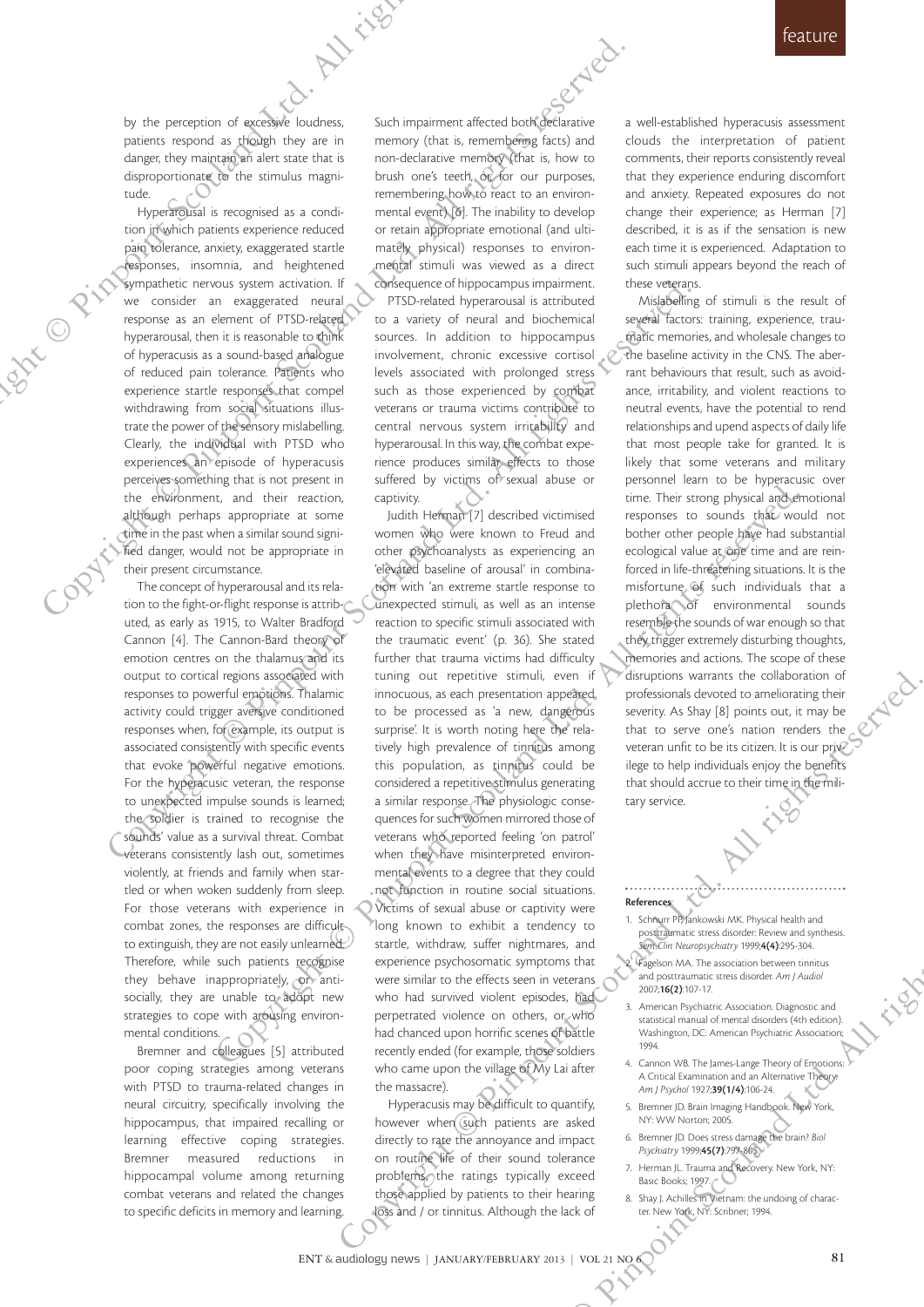by the perception of excessive loudness, patients respond as though they are in danger, they maintain an alert state that is disproportionate to the stimulus magnitude.

Hyperarousal is recognised as a condition in which patients experience reduced pain tolerance, anxiety, exaggerated startle responses, insomnia, and heightened sympathetic nervous system activation. If we consider an exaggerated neural response as an element of PTSD-related hyperarousal, then it is reasonable to think of hyperacusis as a sound-based analogue of reduced pain tolerance. Patients who experience startle responses that compel withdrawing from social situations illustrate the power of the sensory mislabelling. Clearly, the individual with PTSD who experiences an episode of hyperacusis perceives something that is not present in the environment, and their reaction, although perhaps appropriate at some time in the past when a similar sound signified danger, would not be appropriate in their present circumstance.

The concept of hyperarousal and its relation to the fight-or-flight response is attributed, as early as 1915, to Walter Bradford Cannon [4]. The Cannon-Bard theory of emotion centres on the thalamus and its output to cortical regions associated with responses to powerful emotions. Thalamic activity could trigger aversive conditioned responses when, for example, its output is associated consistently with specific events that evoke powerful negative emotions. For the hyperacusic veteran, the response to unexpected impulse sounds is learned; the soldier is trained to recognise the sounds' value as a survival threat. Combat veterans consistently lash out, sometimes violently, at friends and family when startled or when woken suddenly from sleep. For those veterans with experience in combat zones, the responses are difficult to extinguish, they are not easily unlearned. Therefore, while such patients recognise they behave inappropriately, or antisocially, they are unable to adopt new strategies to cope with arousing environmental conditions.

Bremner and colleagues [5] attributed poor coping strategies among veterans with PTSD to trauma-related changes in neural circuitry, specifically involving the hippocampus, that impaired recalling or learning effective coping strategies. Bremner measured reductions in hippocampal volume among returning combat veterans and related the changes to specific deficits in memory and learning. Such impairment affected both declarative memory (that is, remembering facts) and non-declarative memory (that is, how to brush one's teeth, or, for our purposes, remembering how to react to an environmental event) [6]. The inability to develop or retain appropriate emotional (and ultimately physical) responses to environmental stimuli was viewed as a direct consequence of hippocampus impairment.

PTSD-related hyperarousal is attributed to a variety of neural and biochemical sources. In addition to hippocampus involvement, chronic excessive cortisol levels associated with prolonged stress such as those experienced by combat veterans or trauma victims contribute to central nervous system irritability and hyperarousal. In this way, the combat experience produces similar effects to those suffered by victims of sexual abuse or captivity.

Judith Herman [7] described victimised women who were known to Freud and other psychoanalysts as experiencing an 'elevated baseline of arousal' in combination with 'an extreme startle response to unexpected stimuli, as well as an intense reaction to specific stimuli associated with the traumatic event' (p. 36). She stated further that trauma victims had difficulty tuning out repetitive stimuli, even if innocuous, as each presentation appeared to be processed as 'a new, dangerous surprise'. It is worth noting here the relatively high prevalence of tinnitus among this population, as tinnitus could be considered a repetitive stimulus generating a similar response. The physiologic consequences for such women mirrored those of veterans who reported feeling 'on patrol' when they have misinterpreted environmental events to a degree that they could not function in routine social situations. Victims of sexual abuse or captivity were long known to exhibit a tendency to startle, withdraw, suffer nightmares, and experience psychosomatic symptoms that were similar to the effects seen in veterans who had survived violent episodes, had perpetrated violence on others, or who had chanced upon horrific scenes of battle recently ended (for example, those soldiers who came upon the village of My Lai after the massacre).

Hyperacusis may be difficult to quantify, however when such patients are asked directly to rate the annoyance and impact on routine life of their sound tolerance problems, the ratings typically exceed those applied by patients to their hearing loss and / or tinnitus. Although the lack of a well-established hyperacusis assessment clouds the interpretation of patient comments, their reports consistently reveal that they experience enduring discomfort and anxiety. Repeated exposures do not change their experience; as Herman [7] described, it is as if the sensation is new each time it is experienced. Adaptation to such stimuli appears beyond the reach of these veterans.

Mislabelling of stimuli is the result of several factors: training, experience, traumatic memories, and wholesale changes to the baseline activity in the CNS. The aberrant behaviours that result, such as avoidance, irritability, and violent reactions to neutral events, have the potential to rend relationships and upend aspects of daily life that most people take for granted. It is likely that some veterans and military personnel learn to be hyperacusic over time. Their strong physical and emotional responses to sounds that would not bother other people have had substantial ecological value at one time and are reinforced in life-threatening situations. It is the misfortune of such individuals that a plethora of environmental sounds resemble the sounds of war enough so that they trigger extremely disturbing thoughts, memories and actions. The scope of these disruptions warrants the collaboration of professionals devoted to ameliorating their severity. As Shay [8] points out, it may be that to serve one's nation renders the veteran unfit to be its citizen. It is our privilege to help individuals enjoy the benefits that should accrue to their time in the military service.

**References**

1. Schnurr PP, Jankowski MK. Physical health and posttraumatic stress disorder: Review and synthesis. *Sem Clin Neuropsychiatry* 1999;**4(4)**:295-304.
2. Fagelson MA. The association between tinnitus and posttraumatic stress disorder. *Am J Audiol* 2007;**16(2)**:107-17.
3. American Psychiatric Association. Diagnostic and statistical manual of mental disorders (4th edition). Washington, DC: American Psychiatric Association; 1994.
4. Cannon WB. The James-Lange Theory of Emotions: A Critical Examination and an Alternative Theory. *Am J Psychol* 1927;**39(1/4)**:106-24.
5. Bremner JD. Brain Imaging Handbook. New York, NY: WW Norton; 2005.
6. Bremner JD. Does stress damage the brain? *Biol Psychiatry* 1999;**45(7)**:797-805.
7. Herman JL. Trauma and Recovery. New York, NY: Basic Books; 1997.
8. Shay J. Achilles in Vietnam: the undoing of character. New York, NY: Scribner; 1994.